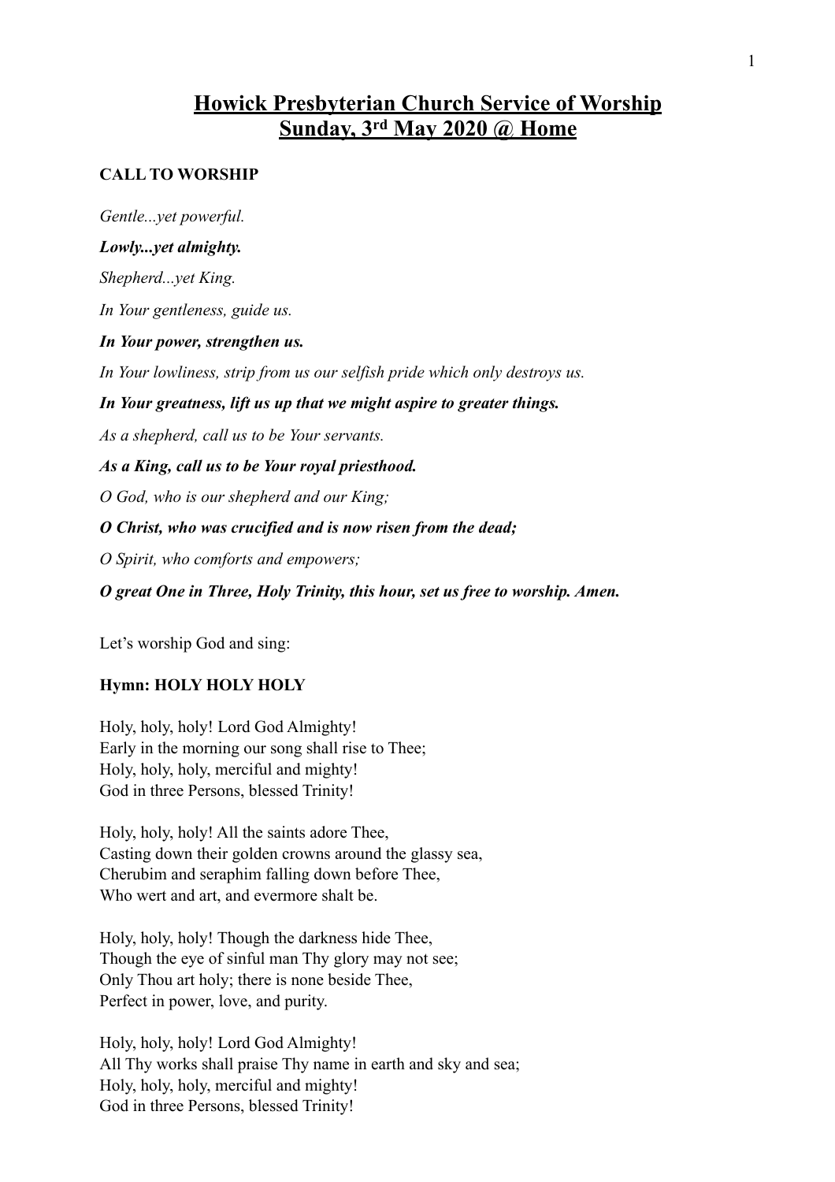# Howick Presbyterian Church Service of Worship
## Sunday, 3rd May 2020 @ Home

**CALL TO WORSHIP**

*Gentle...yet powerful.*

***Lowly...yet almighty.***

*Shepherd...yet King.*

*In Your gentleness, guide us.*

***In Your power, strengthen us.***

*In Your lowliness, strip from us our selfish pride which only destroys us.*

***In Your greatness, lift us up that we might aspire to greater things.***

*As a shepherd, call us to be Your servants.*

***As a King, call us to be Your royal priesthood.***

*O God, who is our shepherd and our King;*

***O Christ, who was crucified and is now risen from the dead;***

*O Spirit, who comforts and empowers;*

***O great One in Three, Holy Trinity, this hour, set us free to worship. Amen.***

Let's worship God and sing:

**Hymn: HOLY HOLY HOLY**

Holy, holy, holy! Lord God Almighty!
Early in the morning our song shall rise to Thee;
Holy, holy, holy, merciful and mighty!
God in three Persons, blessed Trinity!

Holy, holy, holy! All the saints adore Thee,
Casting down their golden crowns around the glassy sea,
Cherubim and seraphim falling down before Thee,
Who wert and art, and evermore shalt be.

Holy, holy, holy! Though the darkness hide Thee,
Though the eye of sinful man Thy glory may not see;
Only Thou art holy; there is none beside Thee,
Perfect in power, love, and purity.

Holy, holy, holy! Lord God Almighty!
All Thy works shall praise Thy name in earth and sky and sea;
Holy, holy, holy, merciful and mighty!
God in three Persons, blessed Trinity!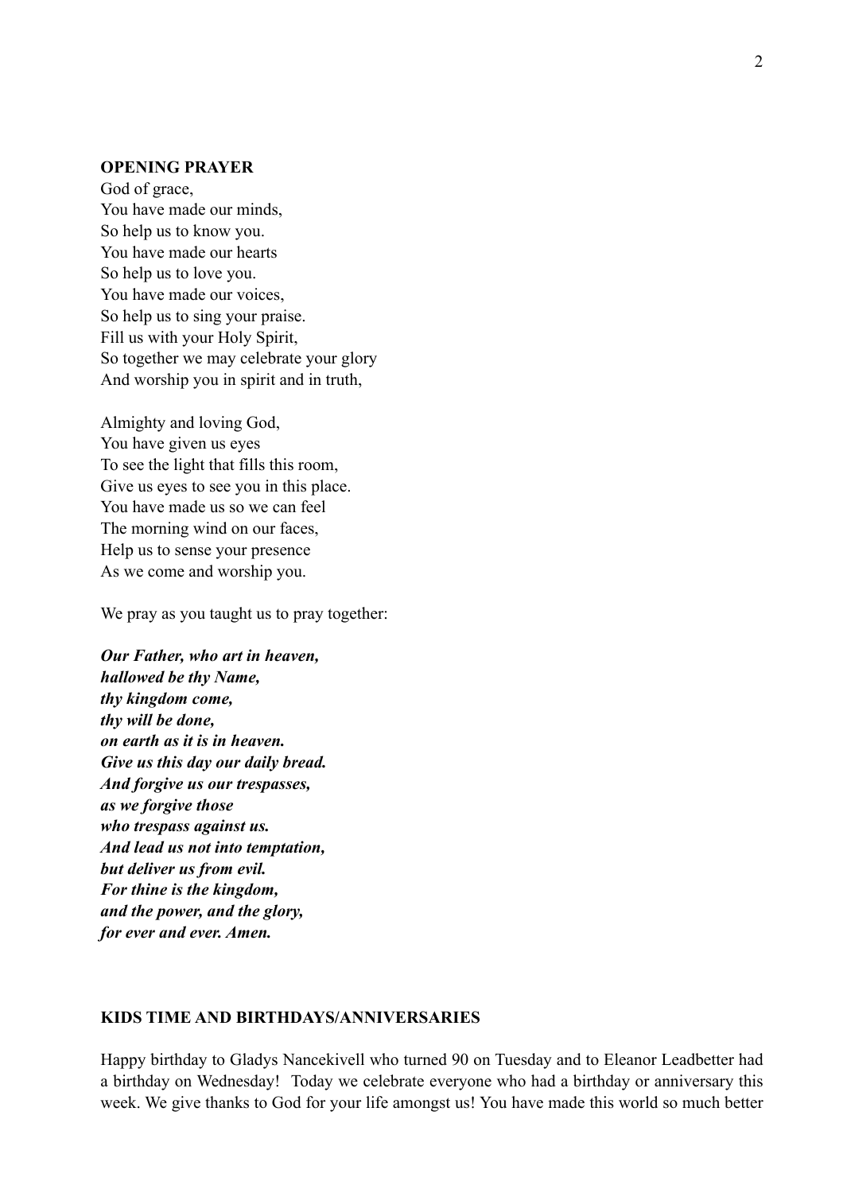**OPENING PRAYER**

God of grace,
You have made our minds,
So help us to know you.
You have made our hearts
So help us to love you.
You have made our voices,
So help us to sing your praise.
Fill us with your Holy Spirit,
So together we may celebrate your glory
And worship you in spirit and in truth,

Almighty and loving God,
You have given us eyes
To see the light that fills this room,
Give us eyes to see you in this place.
You have made us so we can feel
The morning wind on our faces,
Help us to sense your presence
As we come and worship you.

We pray as you taught us to pray together:

***Our Father, who art in heaven,***
***hallowed be thy Name,***
***thy kingdom come,***
***thy will be done,***
***on earth as it is in heaven.***
***Give us this day our daily bread.***
***And forgive us our trespasses,***
***as we forgive those***
***who trespass against us.***
***And lead us not into temptation,***
***but deliver us from evil.***
***For thine is the kingdom,***
***and the power, and the glory,***
***for ever and ever. Amen.***

**KIDS TIME AND BIRTHDAYS/ANNIVERSARIES**

Happy birthday to Gladys Nancekivell who turned 90 on Tuesday and to Eleanor Leadbetter had a birthday on Wednesday! Today we celebrate everyone who had a birthday or anniversary this week. We give thanks to God for your life amongst us! You have made this world so much better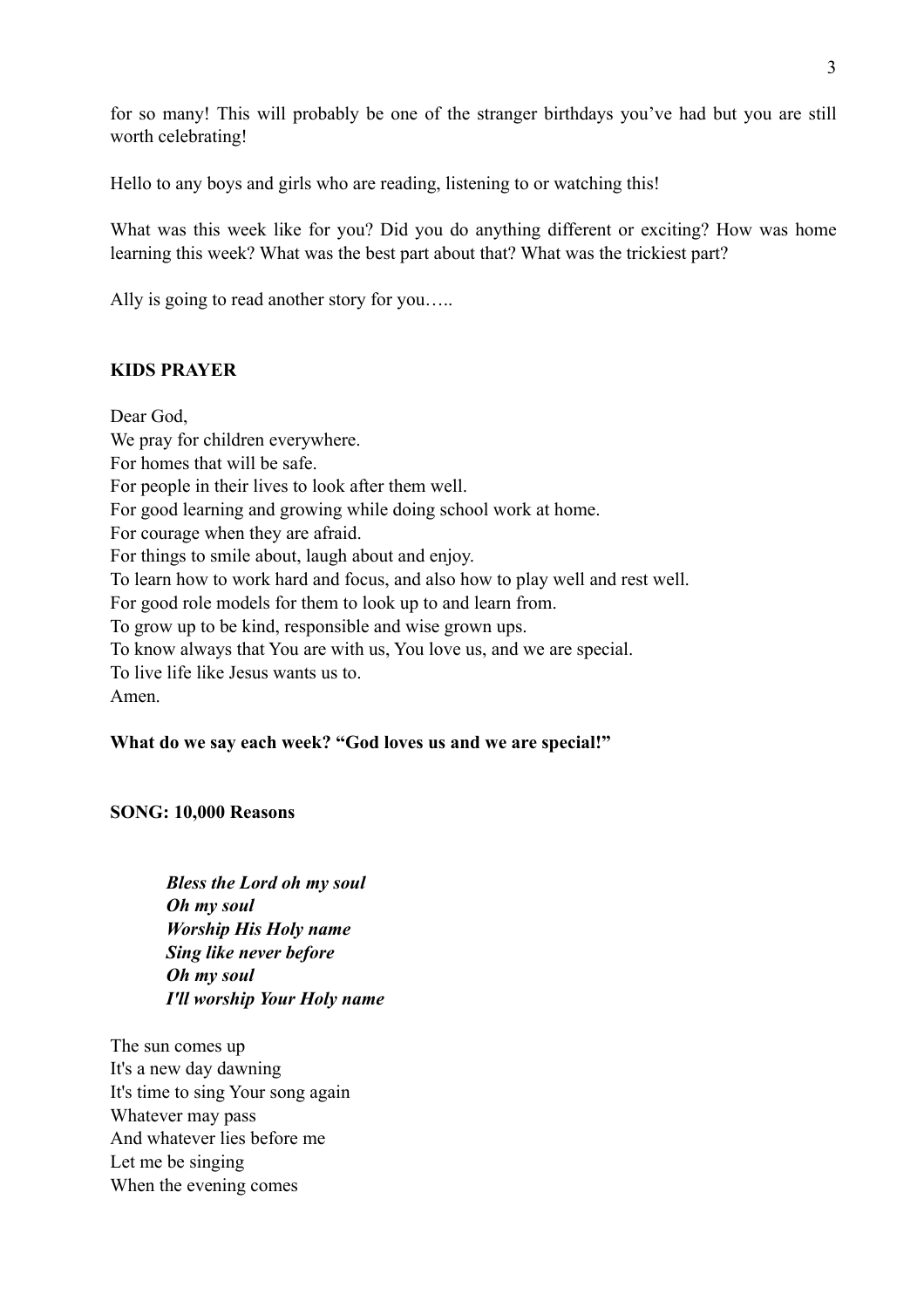for so many! This will probably be one of the stranger birthdays you've had but you are still worth celebrating!

Hello to any boys and girls who are reading, listening to or watching this!

What was this week like for you? Did you do anything different or exciting? How was home learning this week? What was the best part about that? What was the trickiest part?

Ally is going to read another story for you…..

**KIDS PRAYER**

Dear God,
We pray for children everywhere.
For homes that will be safe.
For people in their lives to look after them well.
For good learning and growing while doing school work at home.
For courage when they are afraid.
For things to smile about, laugh about and enjoy.
To learn how to work hard and focus, and also how to play well and rest well.
For good role models for them to look up to and learn from.
To grow up to be kind, responsible and wise grown ups.
To know always that You are with us, You love us, and we are special.
To live life like Jesus wants us to.
Amen.

**What do we say each week? "God loves us and we are special!"**

**SONG: 10,000 Reasons**

> ***Bless the Lord oh my soul***
> ***Oh my soul***
> ***Worship His Holy name***
> ***Sing like never before***
> ***Oh my soul***
> ***I'll worship Your Holy name***

The sun comes up
It's a new day dawning
It's time to sing Your song again
Whatever may pass
And whatever lies before me
Let me be singing
When the evening comes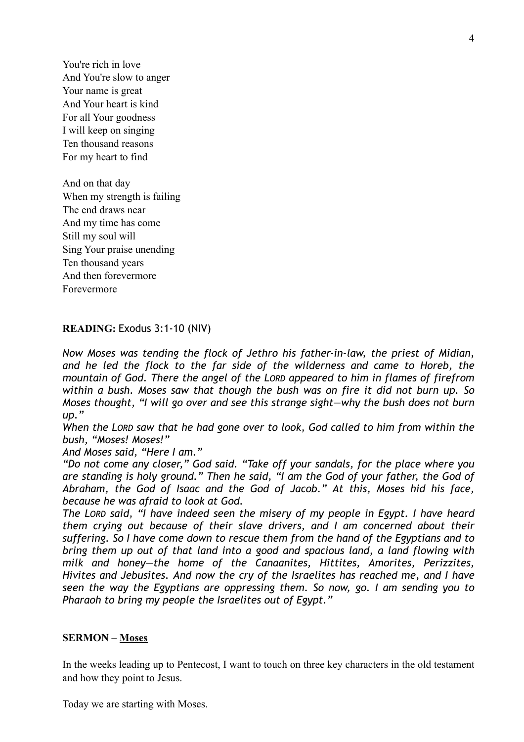You're rich in love
And You're slow to anger
Your name is great
And Your heart is kind
For all Your goodness
I will keep on singing
Ten thousand reasons
For my heart to find

And on that day
When my strength is failing
The end draws near
And my time has come
Still my soul will
Sing Your praise unending
Ten thousand years
And then forevermore
Forevermore

**READING:** Exodus 3:1-10 (NIV)

*Now Moses was tending the flock of Jethro his father-in-law, the priest of Midian, and he led the flock to the far side of the wilderness and came to Horeb, the mountain of God. There the angel of the LORD appeared to him in flames of firefrom within a bush. Moses saw that though the bush was on fire it did not burn up. So Moses thought, "I will go over and see this strange sight—why the bush does not burn up."*

*When the LORD saw that he had gone over to look, God called to him from within the bush, "Moses! Moses!"*

*And Moses said, "Here I am."*

*"Do not come any closer," God said. "Take off your sandals, for the place where you are standing is holy ground." Then he said, "I am the God of your father, the God of Abraham, the God of Isaac and the God of Jacob." At this, Moses hid his face, because he was afraid to look at God.*

*The LORD said, "I have indeed seen the misery of my people in Egypt. I have heard them crying out because of their slave drivers, and I am concerned about their suffering. So I have come down to rescue them from the hand of the Egyptians and to bring them up out of that land into a good and spacious land, a land flowing with milk and honey—the home of the Canaanites, Hittites, Amorites, Perizzites, Hivites and Jebusites. And now the cry of the Israelites has reached me, and I have seen the way the Egyptians are oppressing them. So now, go. I am sending you to Pharaoh to bring my people the Israelites out of Egypt."*

**SERMON – Moses**

In the weeks leading up to Pentecost, I want to touch on three key characters in the old testament and how they point to Jesus.

Today we are starting with Moses.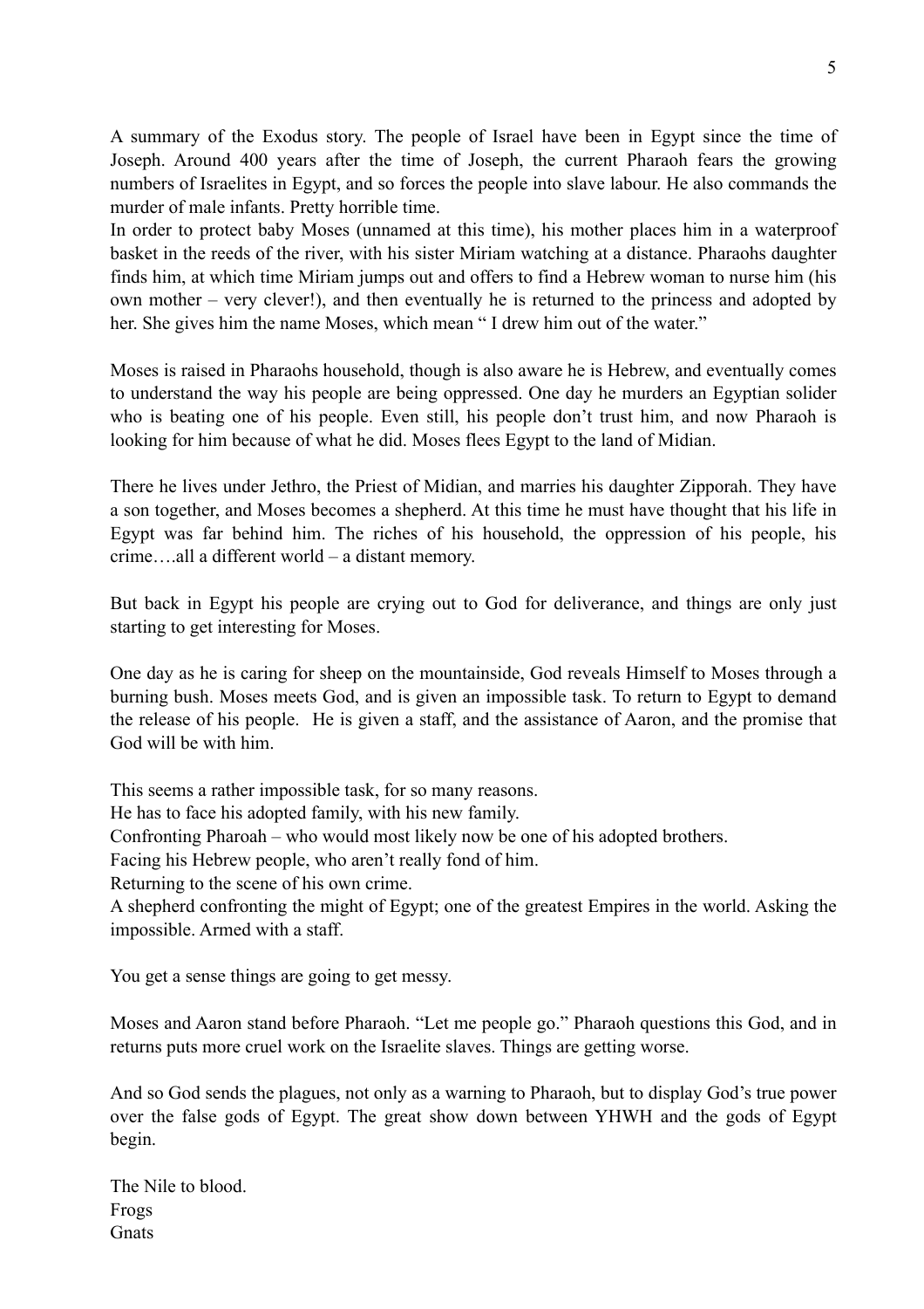A summary of the Exodus story. The people of Israel have been in Egypt since the time of Joseph. Around 400 years after the time of Joseph, the current Pharaoh fears the growing numbers of Israelites in Egypt, and so forces the people into slave labour. He also commands the murder of male infants. Pretty horrible time.

In order to protect baby Moses (unnamed at this time), his mother places him in a waterproof basket in the reeds of the river, with his sister Miriam watching at a distance. Pharaohs daughter finds him, at which time Miriam jumps out and offers to find a Hebrew woman to nurse him (his own mother – very clever!), and then eventually he is returned to the princess and adopted by her. She gives him the name Moses, which mean " I drew him out of the water."

Moses is raised in Pharaohs household, though is also aware he is Hebrew, and eventually comes to understand the way his people are being oppressed. One day he murders an Egyptian solider who is beating one of his people. Even still, his people don't trust him, and now Pharaoh is looking for him because of what he did. Moses flees Egypt to the land of Midian.

There he lives under Jethro, the Priest of Midian, and marries his daughter Zipporah. They have a son together, and Moses becomes a shepherd. At this time he must have thought that his life in Egypt was far behind him. The riches of his household, the oppression of his people, his crime….all a different world – a distant memory.

But back in Egypt his people are crying out to God for deliverance, and things are only just starting to get interesting for Moses.

One day as he is caring for sheep on the mountainside, God reveals Himself to Moses through a burning bush. Moses meets God, and is given an impossible task. To return to Egypt to demand the release of his people. He is given a staff, and the assistance of Aaron, and the promise that God will be with him.

This seems a rather impossible task, for so many reasons.
He has to face his adopted family, with his new family.
Confronting Pharoah – who would most likely now be one of his adopted brothers.
Facing his Hebrew people, who aren't really fond of him.
Returning to the scene of his own crime.
A shepherd confronting the might of Egypt; one of the greatest Empires in the world. Asking the impossible. Armed with a staff.

You get a sense things are going to get messy.

Moses and Aaron stand before Pharaoh. "Let me people go." Pharaoh questions this God, and in returns puts more cruel work on the Israelite slaves. Things are getting worse.

And so God sends the plagues, not only as a warning to Pharaoh, but to display God's true power over the false gods of Egypt. The great show down between YHWH and the gods of Egypt begin.

The Nile to blood.
Frogs
Gnats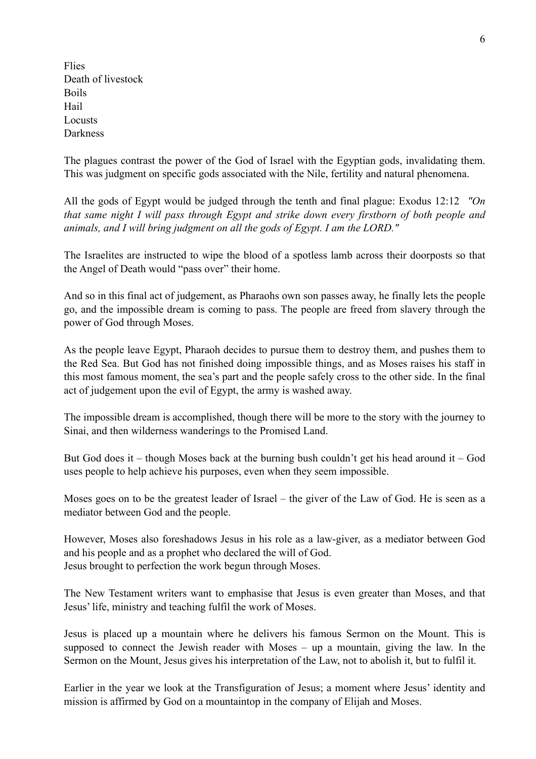Flies
Death of livestock
Boils
Hail
Locusts
Darkness

The plagues contrast the power of the God of Israel with the Egyptian gods, invalidating them. This was judgment on specific gods associated with the Nile, fertility and natural phenomena.

All the gods of Egypt would be judged through the tenth and final plague: Exodus 12:12 *"On that same night I will pass through Egypt and strike down every firstborn of both people and animals, and I will bring judgment on all the gods of Egypt. I am the LORD."*

The Israelites are instructed to wipe the blood of a spotless lamb across their doorposts so that the Angel of Death would "pass over" their home.

And so in this final act of judgement, as Pharaohs own son passes away, he finally lets the people go, and the impossible dream is coming to pass. The people are freed from slavery through the power of God through Moses.

As the people leave Egypt, Pharaoh decides to pursue them to destroy them, and pushes them to the Red Sea. But God has not finished doing impossible things, and as Moses raises his staff in this most famous moment, the sea's part and the people safely cross to the other side. In the final act of judgement upon the evil of Egypt, the army is washed away.

The impossible dream is accomplished, though there will be more to the story with the journey to Sinai, and then wilderness wanderings to the Promised Land.

But God does it – though Moses back at the burning bush couldn't get his head around it – God uses people to help achieve his purposes, even when they seem impossible.

Moses goes on to be the greatest leader of Israel – the giver of the Law of God. He is seen as a mediator between God and the people.

However, Moses also foreshadows Jesus in his role as a law-giver, as a mediator between God and his people and as a prophet who declared the will of God.
Jesus brought to perfection the work begun through Moses.

The New Testament writers want to emphasise that Jesus is even greater than Moses, and that Jesus' life, ministry and teaching fulfil the work of Moses.

Jesus is placed up a mountain where he delivers his famous Sermon on the Mount. This is supposed to connect the Jewish reader with Moses – up a mountain, giving the law. In the Sermon on the Mount, Jesus gives his interpretation of the Law, not to abolish it, but to fulfil it.

Earlier in the year we look at the Transfiguration of Jesus; a moment where Jesus' identity and mission is affirmed by God on a mountaintop in the company of Elijah and Moses.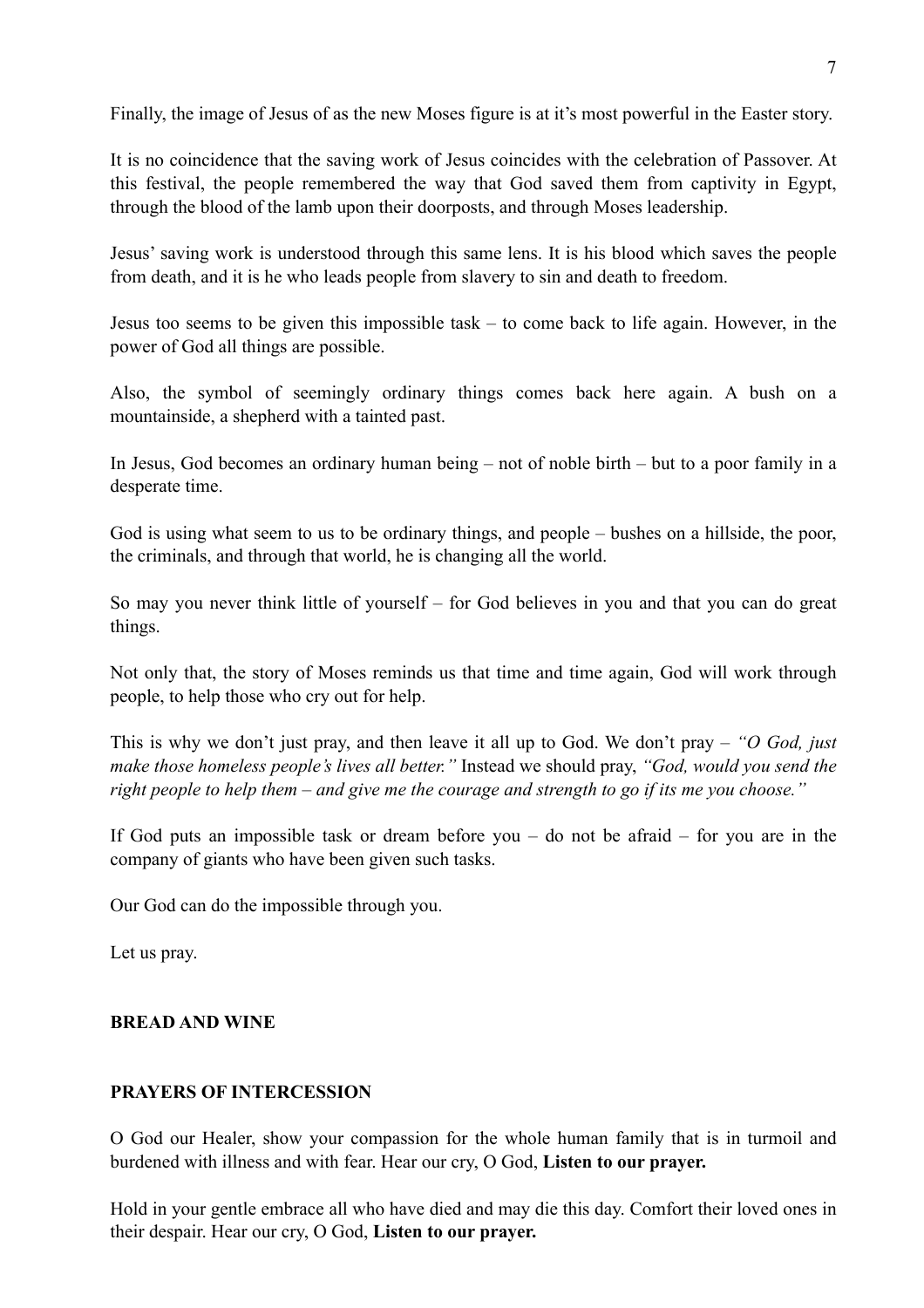Finally, the image of Jesus of as the new Moses figure is at it's most powerful in the Easter story.

It is no coincidence that the saving work of Jesus coincides with the celebration of Passover. At this festival, the people remembered the way that God saved them from captivity in Egypt, through the blood of the lamb upon their doorposts, and through Moses leadership.

Jesus' saving work is understood through this same lens. It is his blood which saves the people from death, and it is he who leads people from slavery to sin and death to freedom.

Jesus too seems to be given this impossible task – to come back to life again. However, in the power of God all things are possible.

Also, the symbol of seemingly ordinary things comes back here again. A bush on a mountainside, a shepherd with a tainted past.

In Jesus, God becomes an ordinary human being – not of noble birth – but to a poor family in a desperate time.

God is using what seem to us to be ordinary things, and people – bushes on a hillside, the poor, the criminals, and through that world, he is changing all the world.

So may you never think little of yourself – for God believes in you and that you can do great things.

Not only that, the story of Moses reminds us that time and time again, God will work through people, to help those who cry out for help.

This is why we don't just pray, and then leave it all up to God. We don't pray – *"O God, just make those homeless people's lives all better."* Instead we should pray, *"God, would you send the right people to help them – and give me the courage and strength to go if its me you choose."*

If God puts an impossible task or dream before you – do not be afraid – for you are in the company of giants who have been given such tasks.

Our God can do the impossible through you.

Let us pray.

**BREAD AND WINE**

**PRAYERS OF INTERCESSION**

O God our Healer, show your compassion for the whole human family that is in turmoil and burdened with illness and with fear. Hear our cry, O God, **Listen to our prayer.**

Hold in your gentle embrace all who have died and may die this day. Comfort their loved ones in their despair. Hear our cry, O God, **Listen to our prayer.**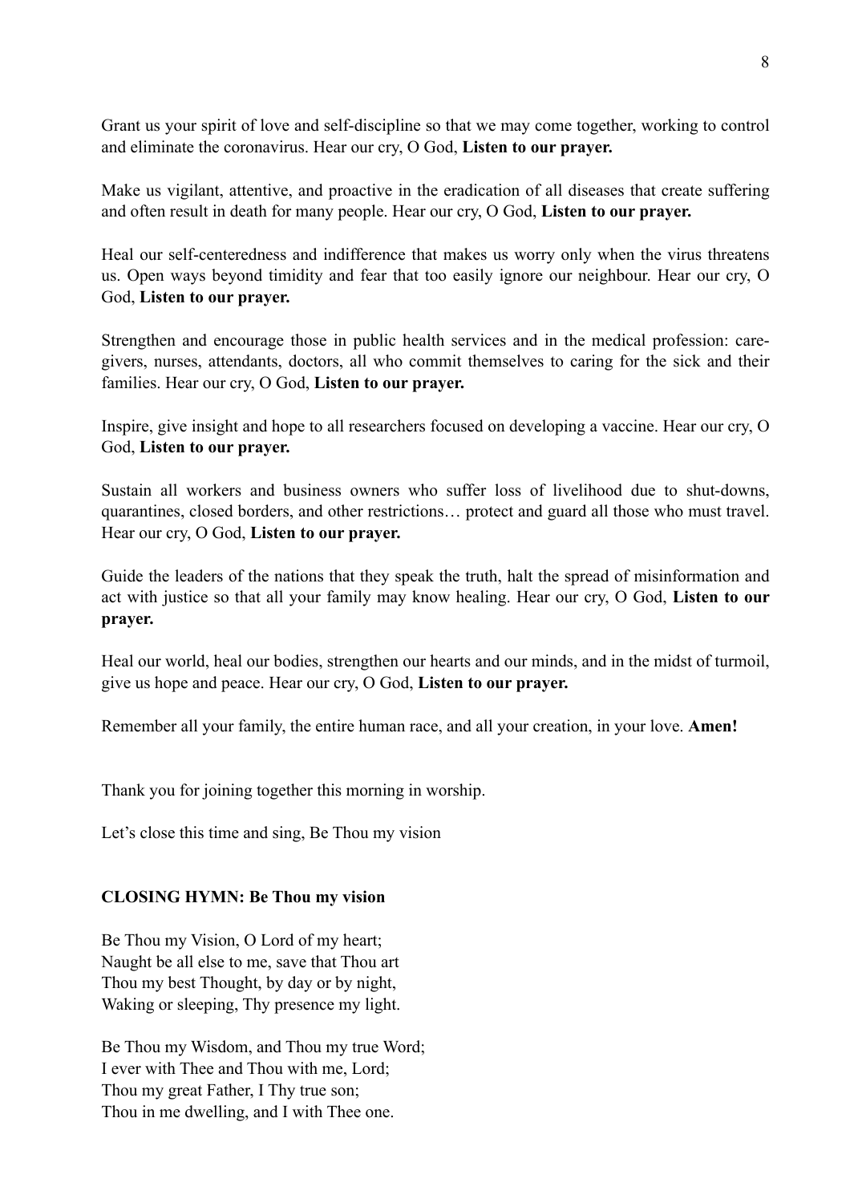Grant us your spirit of love and self-discipline so that we may come together, working to control and eliminate the coronavirus. Hear our cry, O God, **Listen to our prayer.**

Make us vigilant, attentive, and proactive in the eradication of all diseases that create suffering and often result in death for many people. Hear our cry, O God, **Listen to our prayer.**

Heal our self-centeredness and indifference that makes us worry only when the virus threatens us. Open ways beyond timidity and fear that too easily ignore our neighbour. Hear our cry, O God, **Listen to our prayer.**

Strengthen and encourage those in public health services and in the medical profession: care-givers, nurses, attendants, doctors, all who commit themselves to caring for the sick and their families. Hear our cry, O God, **Listen to our prayer.**

Inspire, give insight and hope to all researchers focused on developing a vaccine. Hear our cry, O God, **Listen to our prayer.**

Sustain all workers and business owners who suffer loss of livelihood due to shut-downs, quarantines, closed borders, and other restrictions… protect and guard all those who must travel. Hear our cry, O God, **Listen to our prayer.**

Guide the leaders of the nations that they speak the truth, halt the spread of misinformation and act with justice so that all your family may know healing. Hear our cry, O God, **Listen to our prayer.**

Heal our world, heal our bodies, strengthen our hearts and our minds, and in the midst of turmoil, give us hope and peace. Hear our cry, O God, **Listen to our prayer.**

Remember all your family, the entire human race, and all your creation, in your love. **Amen!**

Thank you for joining together this morning in worship.

Let's close this time and sing, Be Thou my vision

**CLOSING HYMN: Be Thou my vision**

Be Thou my Vision, O Lord of my heart;
Naught be all else to me, save that Thou art
Thou my best Thought, by day or by night,
Waking or sleeping, Thy presence my light.

Be Thou my Wisdom, and Thou my true Word;
I ever with Thee and Thou with me, Lord;
Thou my great Father, I Thy true son;
Thou in me dwelling, and I with Thee one.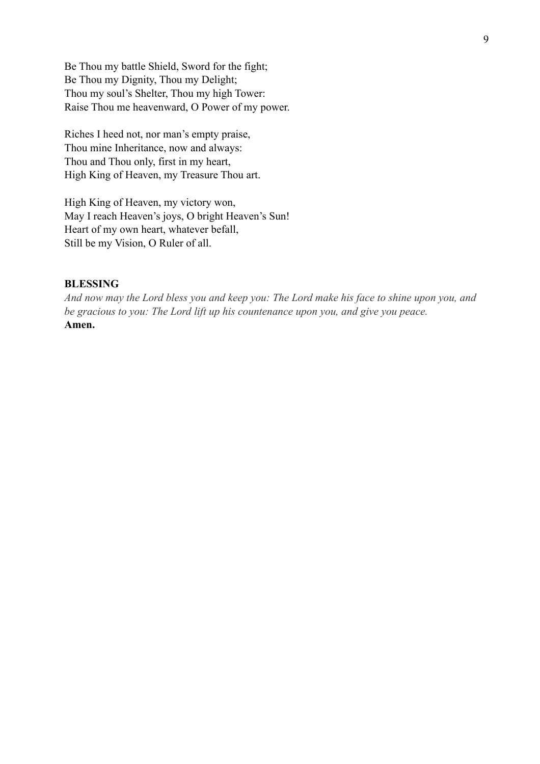Be Thou my battle Shield, Sword for the fight;  
Be Thou my Dignity, Thou my Delight;  
Thou my soul's Shelter, Thou my high Tower:  
Raise Thou me heavenward, O Power of my power.

Riches I heed not, nor man's empty praise,  
Thou mine Inheritance, now and always:  
Thou and Thou only, first in my heart,  
High King of Heaven, my Treasure Thou art.

High King of Heaven, my victory won,  
May I reach Heaven's joys, O bright Heaven's Sun!  
Heart of my own heart, whatever befall,  
Still be my Vision, O Ruler of all.

**BLESSING**

*And now may the Lord bless you and keep you: The Lord make his face to shine upon you, and be gracious to you: The Lord lift up his countenance upon you, and give you peace.*  
**Amen.**